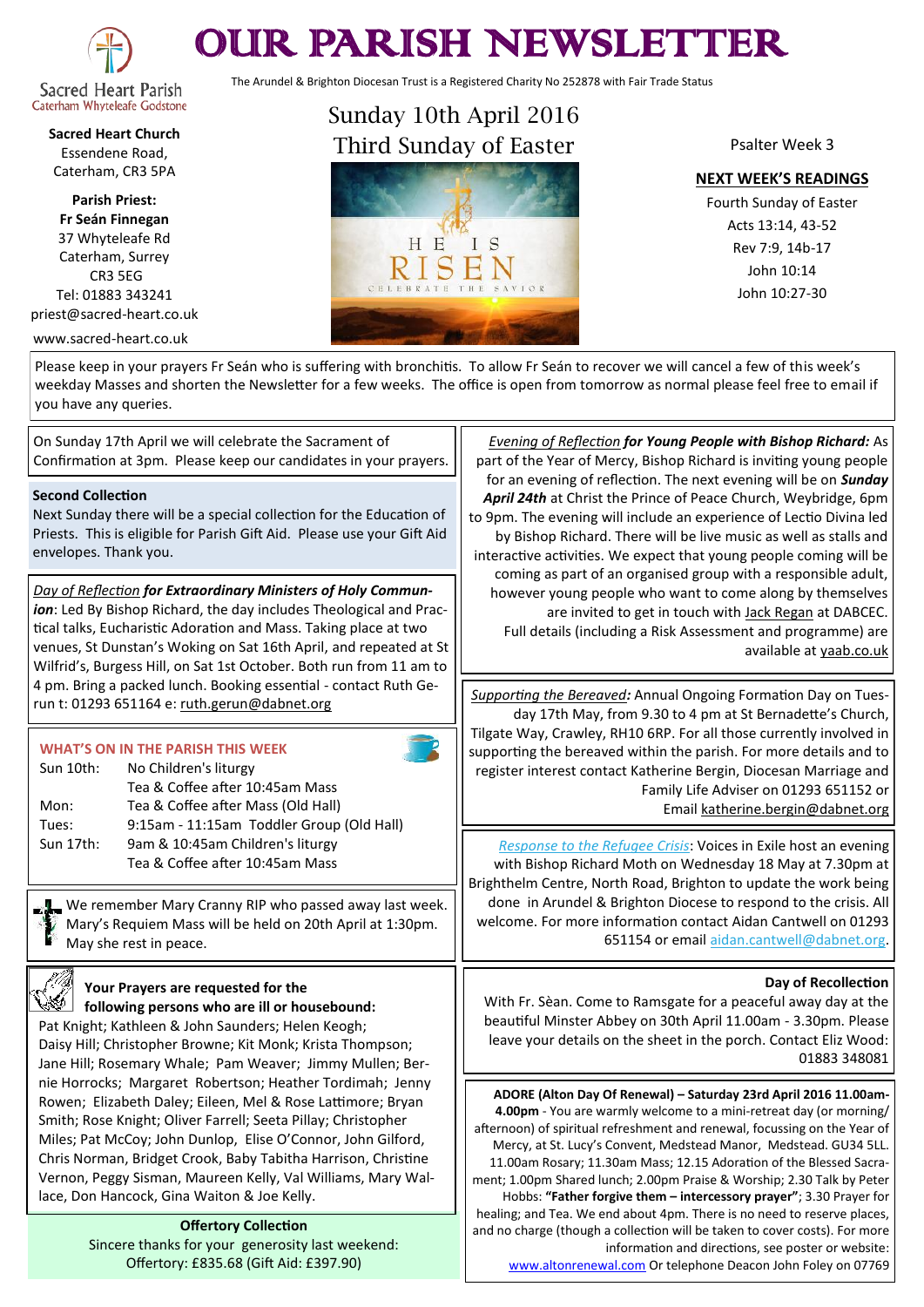# OUR PARISH NEWSLETTER

The Arundel & Brighton Diocesan Trust is a Registered Charity No 252878 with Fair Trade Status

Sacred Heart Parish
Caterham Whyteleafe Godstone

**Sacred Heart Church**
Essendene Road,
Caterham, CR3 5PA

**Parish Priest:**
**Fr Seán Finnegan**
37 Whyteleafe Rd
Caterham, Surrey
CR3 5EG
Tel: 01883 343241
priest@sacred-heart.co.uk
www.sacred-heart.co.uk

## Sunday 10th April 2016
## Third Sunday of Easter

Psalter Week 3

**NEXT WEEK'S READINGS**

Fourth Sunday of Easter
Acts 13:14, 43-52
Rev 7:9, 14b-17
John 10:14
John 10:27-30

Please keep in your prayers Fr Seán who is suffering with bronchitis. To allow Fr Seán to recover we will cancel a few of this week's weekday Masses and shorten the Newsletter for a few weeks. The office is open from tomorrow as normal please feel free to email if you have any queries.

On Sunday 17th April we will celebrate the Sacrament of Confirmation at 3pm. Please keep our candidates in your prayers.

**Second Collection**
Next Sunday there will be a special collection for the Education of Priests. This is eligible for Parish Gift Aid. Please use your Gift Aid envelopes. Thank you.

*Day of Reflection* ***for Extraordinary Ministers of Holy Communion***: Led By Bishop Richard, the day includes Theological and Practical talks, Eucharistic Adoration and Mass. Taking place at two venues, St Dunstan's Woking on Sat 16th April, and repeated at St Wilfrid's, Burgess Hill, on Sat 1st October. Both run from 11 am to 4 pm. Bring a packed lunch. Booking essential - contact Ruth Gerun t: 01293 651164 e: ruth.gerun@dabnet.org

### WHAT'S ON IN THE PARISH THIS WEEK

| | |
|---|---|
| Sun 10th: | No Children's liturgy |
| | Tea & Coffee after 10:45am Mass |
| Mon: | Tea & Coffee after Mass (Old Hall) |
| Tues: | 9:15am - 11:15am Toddler Group (Old Hall) |
| Sun 17th: | 9am & 10:45am Children's liturgy |
| | Tea & Coffee after 10:45am Mass |

We remember Mary Cranny RIP who passed away last week. Mary's Requiem Mass will be held on 20th April at 1:30pm. May she rest in peace.

**Your Prayers are requested for the following persons who are ill or housebound:**
Pat Knight; Kathleen & John Saunders; Helen Keogh; Daisy Hill; Christopher Browne; Kit Monk; Krista Thompson; Jane Hill; Rosemary Whale; Pam Weaver; Jimmy Mullen; Bernie Horrocks; Margaret Robertson; Heather Tordimah; Jenny Rowen; Elizabeth Daley; Eileen, Mel & Rose Lattimore; Bryan Smith; Rose Knight; Oliver Farrell; Seeta Pillay; Christopher Miles; Pat McCoy; John Dunlop, Elise O'Connor, John Gilford, Chris Norman, Bridget Crook, Baby Tabitha Harrison, Christine Vernon, Peggy Sisman, Maureen Kelly, Val Williams, Mary Wallace, Don Hancock, Gina Waiton & Joe Kelly.

**Offertory Collection**
Sincere thanks for your generosity last weekend:
Offertory: £835.68 (Gift Aid: £397.90)

*Evening of Reflection* ***for Young People with Bishop Richard:*** As part of the Year of Mercy, Bishop Richard is inviting young people for an evening of reflection. The next evening will be on ***Sunday April 24th*** at Christ the Prince of Peace Church, Weybridge, 6pm to 9pm. The evening will include an experience of Lectio Divina led by Bishop Richard. There will be live music as well as stalls and interactive activities. We expect that young people coming will be coming as part of an organised group with a responsible adult, however young people who want to come along by themselves are invited to get in touch with Jack Regan at DABCEC. Full details (including a Risk Assessment and programme) are available at yaab.co.uk

*Supporting the Bereaved:* Annual Ongoing Formation Day on Tuesday 17th May, from 9.30 to 4 pm at St Bernadette's Church, Tilgate Way, Crawley, RH10 6RP. For all those currently involved in supporting the bereaved within the parish. For more details and to register interest contact Katherine Bergin, Diocesan Marriage and Family Life Adviser on 01293 651152 or Email katherine.bergin@dabnet.org

*Response to the Refugee Crisis*: Voices in Exile host an evening with Bishop Richard Moth on Wednesday 18 May at 7.30pm at Brighthelm Centre, North Road, Brighton to update the work being done in Arundel & Brighton Diocese to respond to the crisis. All welcome. For more information contact Aidan Cantwell on 01293 651154 or email aidan.cantwell@dabnet.org.

**Day of Recollection**
With Fr. Sèan. Come to Ramsgate for a peaceful away day at the beautiful Minster Abbey on 30th April 11.00am - 3.30pm. Please leave your details on the sheet in the porch. Contact Eliz Wood: 01883 348081

**ADORE (Alton Day Of Renewal) – Saturday 23rd April 2016 11.00am-4.00pm** - You are warmly welcome to a mini-retreat day (or morning/afternoon) of spiritual refreshment and renewal, focussing on the Year of Mercy, at St. Lucy's Convent, Medstead Manor, Medstead. GU34 5LL. 11.00am Rosary; 11.30am Mass; 12.15 Adoration of the Blessed Sacrament; 1.00pm Shared lunch; 2.00pm Praise & Worship; 2.30 Talk by Peter Hobbs: **"Father forgive them – intercessory prayer"**; 3.30 Prayer for healing; and Tea. We end about 4pm. There is no need to reserve places, and no charge (though a collection will be taken to cover costs). For more information and directions, see poster or website: www.altonrenewal.com Or telephone Deacon John Foley on 07769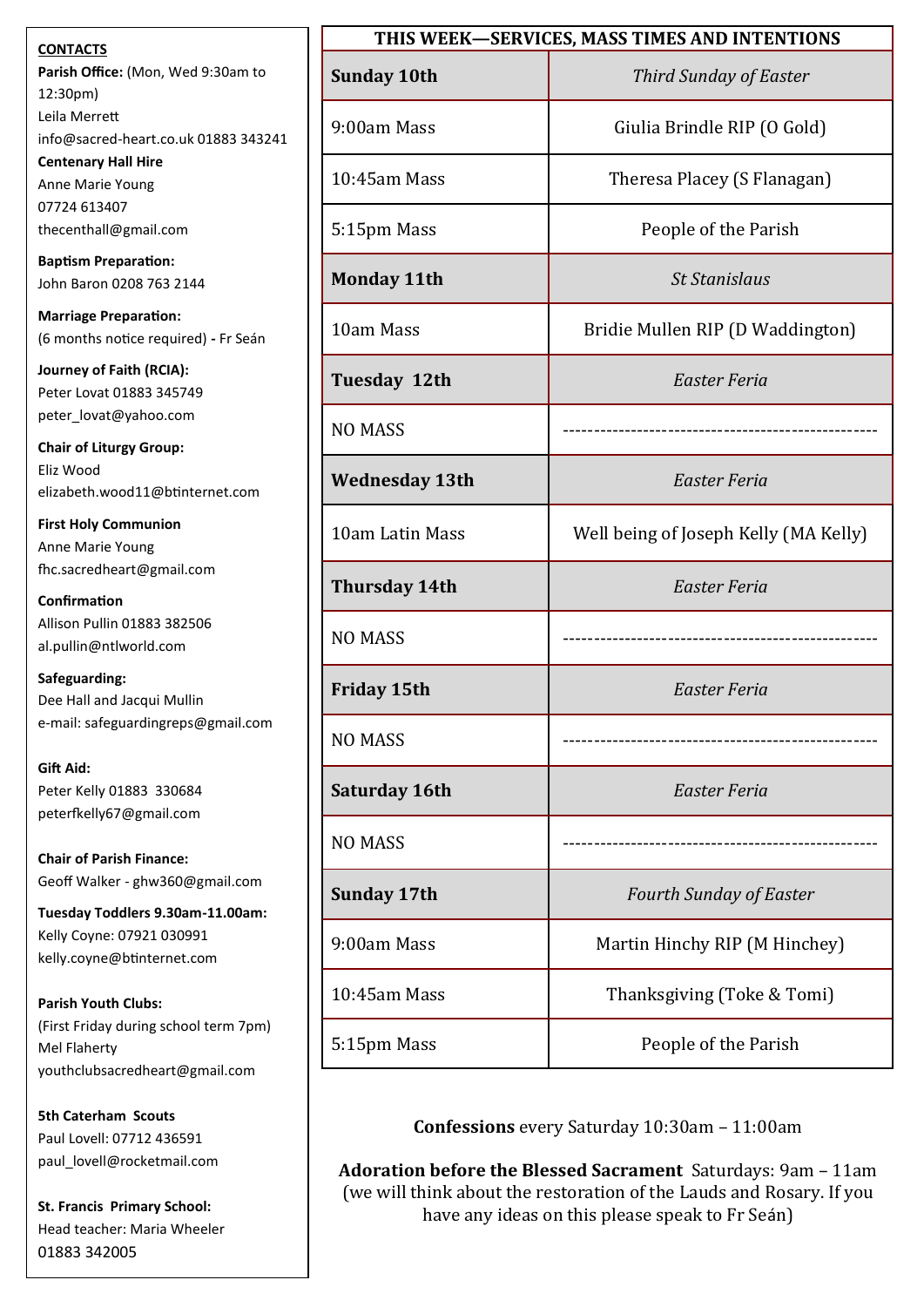**CONTACTS**

**Parish Office:** (Mon, Wed 9:30am to 12:30pm)
Leila Merrett
info@sacred-heart.co.uk 01883 343241

**Centenary Hall Hire**
Anne Marie Young
07724 613407
thecenthall@gmail.com

**Baptism Preparation:**
John Baron 0208 763 2144

**Marriage Preparation:**
(6 months notice required) **-** Fr Seán

**Journey of Faith (RCIA):**
Peter Lovat 01883 345749
peter_lovat@yahoo.com

**Chair of Liturgy Group:**
Eliz Wood
elizabeth.wood11@btinternet.com

**First Holy Communion**
Anne Marie Young
fhc.sacredheart@gmail.com

**Confirmation**
Allison Pullin 01883 382506
al.pullin@ntlworld.com

**Safeguarding:**
Dee Hall and Jacqui Mullin
e-mail: safeguardingreps@gmail.com

**Gift Aid:**
Peter Kelly 01883 330684
peterfkelly67@gmail.com

**Chair of Parish Finance:**
Geoff Walker - ghw360@gmail.com

**Tuesday Toddlers 9.30am-11.00am:**
Kelly Coyne: 07921 030991
kelly.coyne@btinternet.com

**Parish Youth Clubs:**
(First Friday during school term 7pm)
Mel Flaherty
youthclubsacredheart@gmail.com

**5th Caterham Scouts**
Paul Lovell: 07712 436591
paul_lovell@rocketmail.com

**St. Francis Primary School:**
Head teacher: Maria Wheeler
01883 342005

## THIS WEEK—SERVICES, MASS TIMES AND INTENTIONS

| | |
|---|---|
| **Sunday 10th** | *Third Sunday of Easter* |
| 9:00am Mass | Giulia Brindle RIP (O Gold) |
| 10:45am Mass | Theresa Placey (S Flanagan) |
| 5:15pm Mass | People of the Parish |
| **Monday 11th** | *St Stanislaus* |
| 10am Mass | Bridie Mullen RIP (D Waddington) |
| **Tuesday 12th** | *Easter Feria* |
| NO MASS | -------------------------------------------------- |
| **Wednesday 13th** | *Easter Feria* |
| 10am Latin Mass | Well being of Joseph Kelly (MA Kelly) |
| **Thursday 14th** | *Easter Feria* |
| NO MASS | -------------------------------------------------- |
| **Friday 15th** | *Easter Feria* |
| NO MASS | -------------------------------------------------- |
| **Saturday 16th** | *Easter Feria* |
| NO MASS | -------------------------------------------------- |
| **Sunday 17th** | *Fourth Sunday of Easter* |
| 9:00am Mass | Martin Hinchy RIP (M Hinchey) |
| 10:45am Mass | Thanksgiving (Toke & Tomi) |
| 5:15pm Mass | People of the Parish |

**Confessions** every Saturday 10:30am – 11:00am

**Adoration before the Blessed Sacrament** Saturdays: 9am – 11am (we will think about the restoration of the Lauds and Rosary. If you have any ideas on this please speak to Fr Seán)